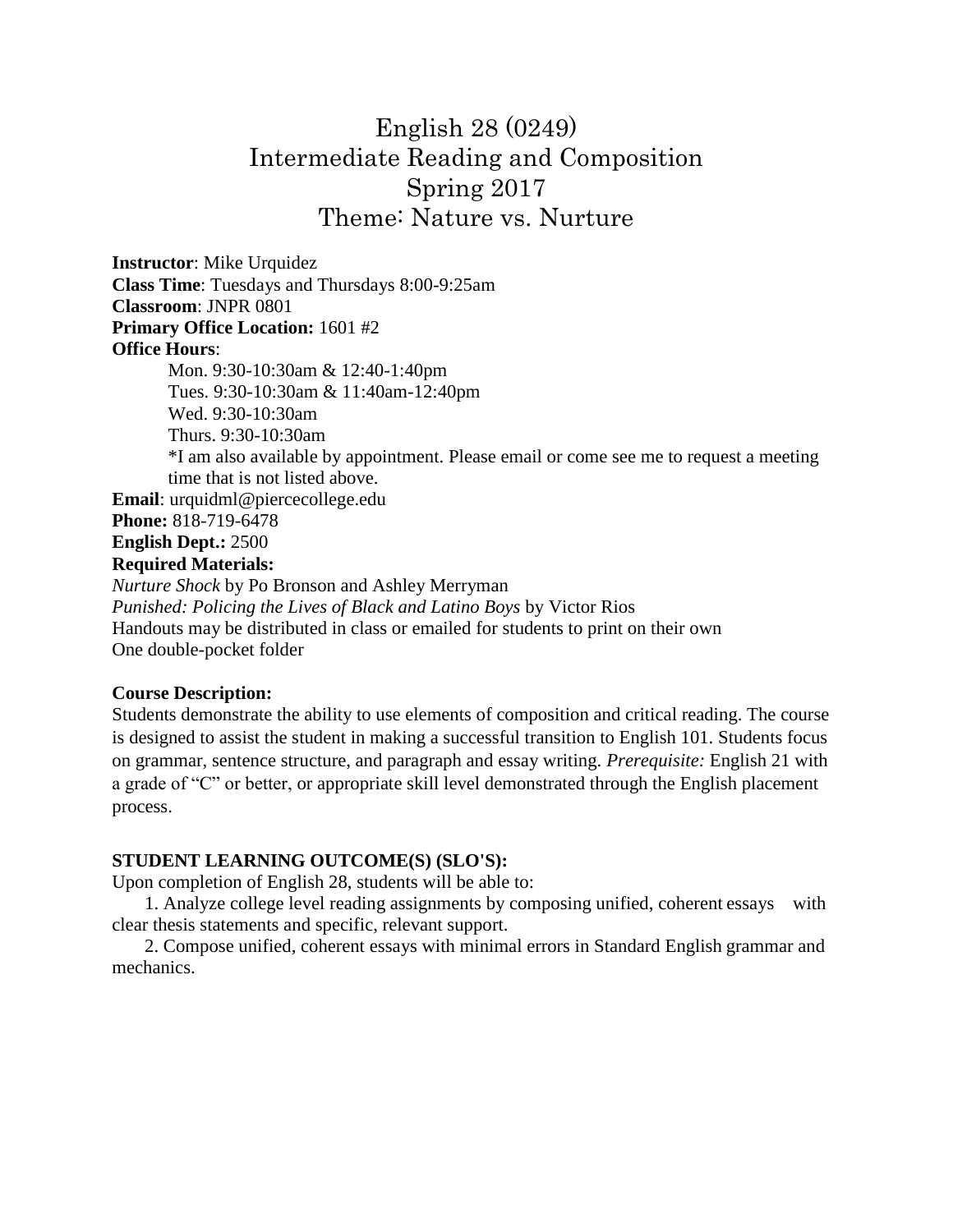# English 28 (0249)
# Intermediate Reading and Composition
# Spring 2017
# Theme: Nature vs. Nurture

**Instructor**: Mike Urquidez
**Class Time**: Tuesdays and Thursdays 8:00-9:25am
**Classroom**: JNPR 0801
**Primary Office Location:** 1601 #2
**Office Hours**:

Mon. 9:30-10:30am & 12:40-1:40pm
Tues. 9:30-10:30am & 11:40am-12:40pm
Wed. 9:30-10:30am
Thurs. 9:30-10:30am
*I am also available by appointment. Please email or come see me to request a meeting time that is not listed above.

**Email**: urquidml@piercecollege.edu
**Phone:** 818-719-6478
**English Dept.:** 2500
**Required Materials:**
*Nurture Shock* by Po Bronson and Ashley Merryman
*Punished: Policing the Lives of Black and Latino Boys* by Victor Rios
Handouts may be distributed in class or emailed for students to print on their own
One double-pocket folder

**Course Description:**
Students demonstrate the ability to use elements of composition and critical reading. The course is designed to assist the student in making a successful transition to English 101. Students focus on grammar, sentence structure, and paragraph and essay writing. *Prerequisite:* English 21 with a grade of "C" or better, or appropriate skill level demonstrated through the English placement process.

**STUDENT LEARNING OUTCOME(S) (SLO'S):**
Upon completion of English 28, students will be able to:

1. Analyze college level reading assignments by composing unified, coherent essays with clear thesis statements and specific, relevant support.
2. Compose unified, coherent essays with minimal errors in Standard English grammar and mechanics.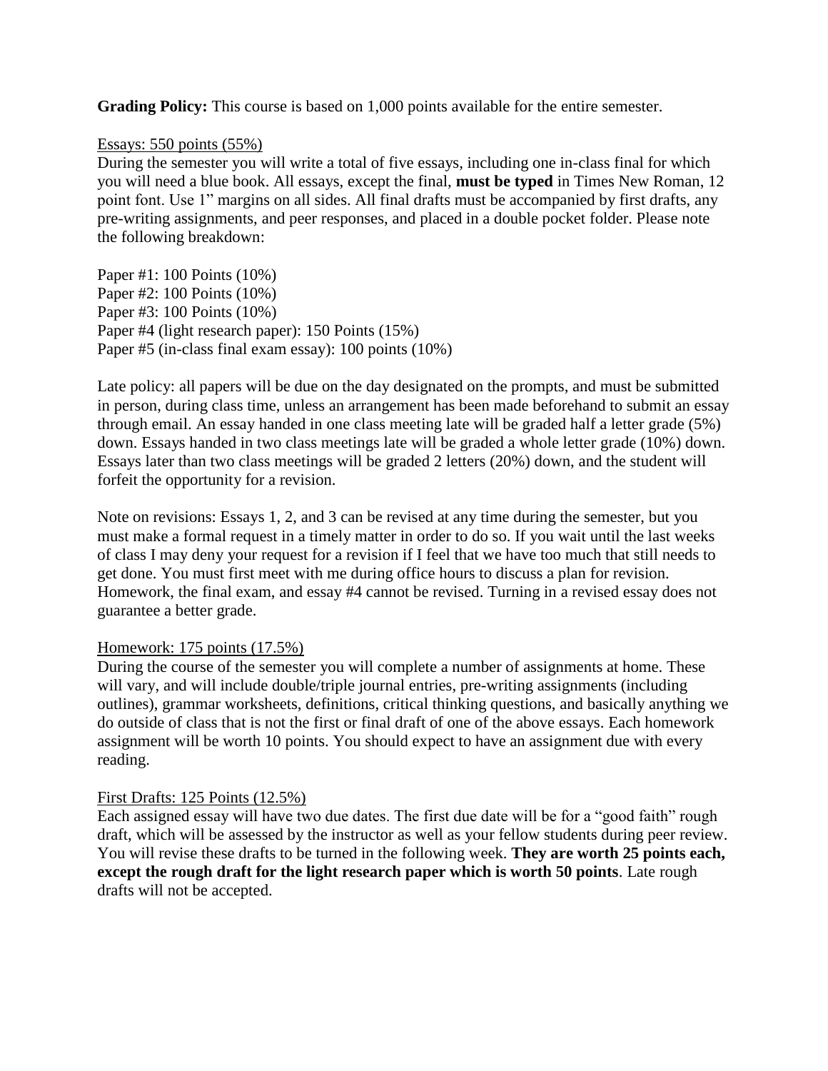**Grading Policy:** This course is based on 1,000 points available for the entire semester.

Essays: 550 points (55%)

During the semester you will write a total of five essays, including one in-class final for which you will need a blue book. All essays, except the final, **must be typed** in Times New Roman, 12 point font. Use 1" margins on all sides. All final drafts must be accompanied by first drafts, any pre-writing assignments, and peer responses, and placed in a double pocket folder. Please note the following breakdown:

Paper #1: 100 Points (10%)
Paper #2: 100 Points (10%)
Paper #3: 100 Points (10%)
Paper #4 (light research paper): 150 Points (15%)
Paper #5 (in-class final exam essay): 100 points (10%)

Late policy: all papers will be due on the day designated on the prompts, and must be submitted in person, during class time, unless an arrangement has been made beforehand to submit an essay through email. An essay handed in one class meeting late will be graded half a letter grade (5%) down. Essays handed in two class meetings late will be graded a whole letter grade (10%) down. Essays later than two class meetings will be graded 2 letters (20%) down, and the student will forfeit the opportunity for a revision.

Note on revisions: Essays 1, 2, and 3 can be revised at any time during the semester, but you must make a formal request in a timely matter in order to do so. If you wait until the last weeks of class I may deny your request for a revision if I feel that we have too much that still needs to get done. You must first meet with me during office hours to discuss a plan for revision. Homework, the final exam, and essay #4 cannot be revised. Turning in a revised essay does not guarantee a better grade.

Homework: 175 points (17.5%)

During the course of the semester you will complete a number of assignments at home. These will vary, and will include double/triple journal entries, pre-writing assignments (including outlines), grammar worksheets, definitions, critical thinking questions, and basically anything we do outside of class that is not the first or final draft of one of the above essays. Each homework assignment will be worth 10 points. You should expect to have an assignment due with every reading.

First Drafts: 125 Points (12.5%)

Each assigned essay will have two due dates. The first due date will be for a "good faith" rough draft, which will be assessed by the instructor as well as your fellow students during peer review. You will revise these drafts to be turned in the following week. **They are worth 25 points each, except the rough draft for the light research paper which is worth 50 points**. Late rough drafts will not be accepted.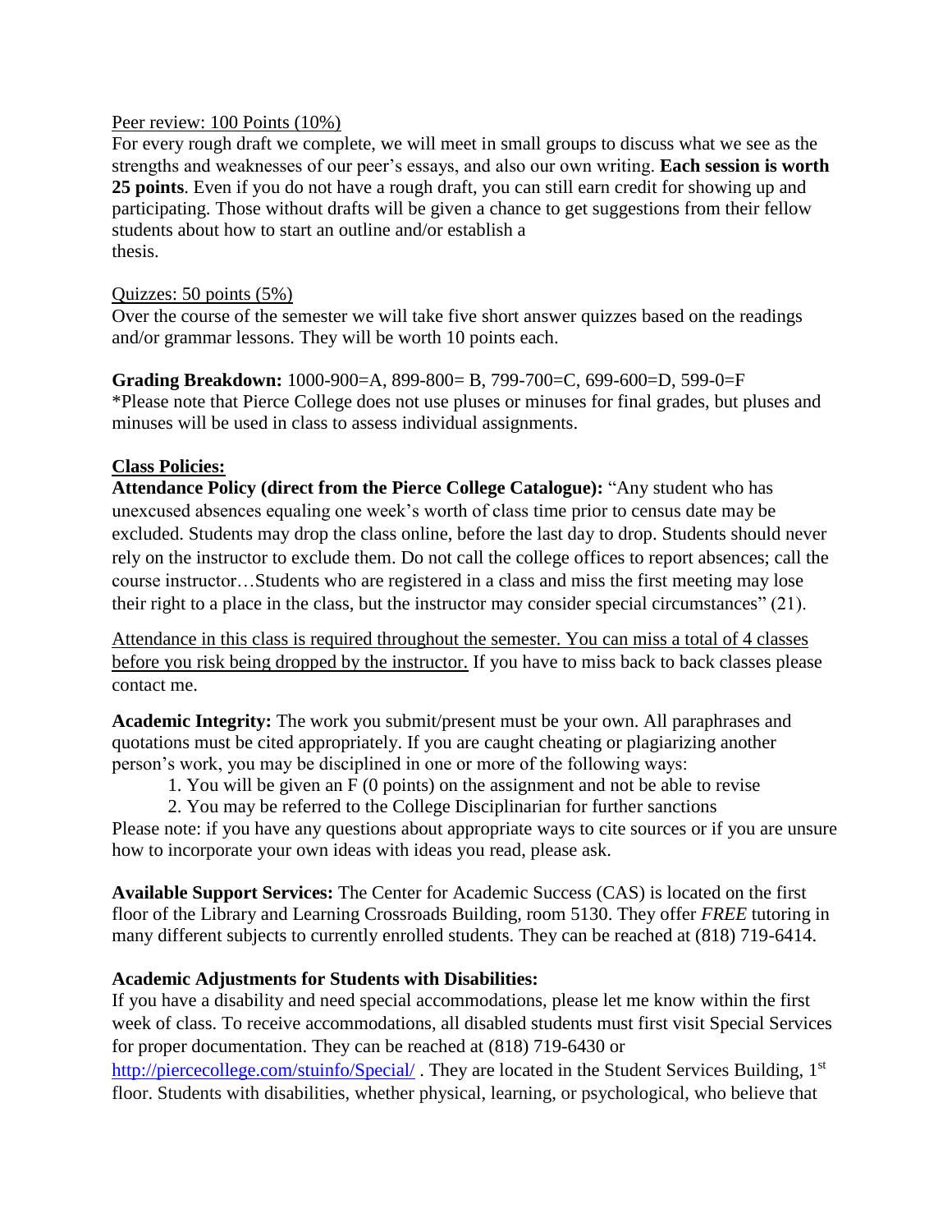Peer review: 100 Points (10%)

For every rough draft we complete, we will meet in small groups to discuss what we see as the strengths and weaknesses of our peer's essays, and also our own writing. **Each session is worth 25 points**. Even if you do not have a rough draft, you can still earn credit for showing up and participating. Those without drafts will be given a chance to get suggestions from their fellow students about how to start an outline and/or establish a thesis.

Quizzes: 50 points (5%)

Over the course of the semester we will take five short answer quizzes based on the readings and/or grammar lessons. They will be worth 10 points each.

**Grading Breakdown:** 1000-900=A, 899-800= B, 799-700=C, 699-600=D, 599-0=F

*Please note that Pierce College does not use pluses or minuses for final grades, but pluses and minuses will be used in class to assess individual assignments.

**Class Policies:**

**Attendance Policy (direct from the Pierce College Catalogue):** "Any student who has unexcused absences equaling one week's worth of class time prior to census date may be excluded. Students may drop the class online, before the last day to drop. Students should never rely on the instructor to exclude them. Do not call the college offices to report absences; call the course instructor…Students who are registered in a class and miss the first meeting may lose their right to a place in the class, but the instructor may consider special circumstances" (21).

Attendance in this class is required throughout the semester. You can miss a total of 4 classes before you risk being dropped by the instructor. If you have to miss back to back classes please contact me.

**Academic Integrity:** The work you submit/present must be your own. All paraphrases and quotations must be cited appropriately. If you are caught cheating or plagiarizing another person's work, you may be disciplined in one or more of the following ways:

1. You will be given an F (0 points) on the assignment and not be able to revise
2. You may be referred to the College Disciplinarian for further sanctions

Please note: if you have any questions about appropriate ways to cite sources or if you are unsure how to incorporate your own ideas with ideas you read, please ask.

**Available Support Services:** The Center for Academic Success (CAS) is located on the first floor of the Library and Learning Crossroads Building, room 5130. They offer *FREE* tutoring in many different subjects to currently enrolled students. They can be reached at (818) 719-6414.

**Academic Adjustments for Students with Disabilities:**

If you have a disability and need special accommodations, please let me know within the first week of class. To receive accommodations, all disabled students must first visit Special Services for proper documentation. They can be reached at (818) 719-6430 or http://piercecollege.com/stuinfo/Special/ . They are located in the Student Services Building, 1st floor. Students with disabilities, whether physical, learning, or psychological, who believe that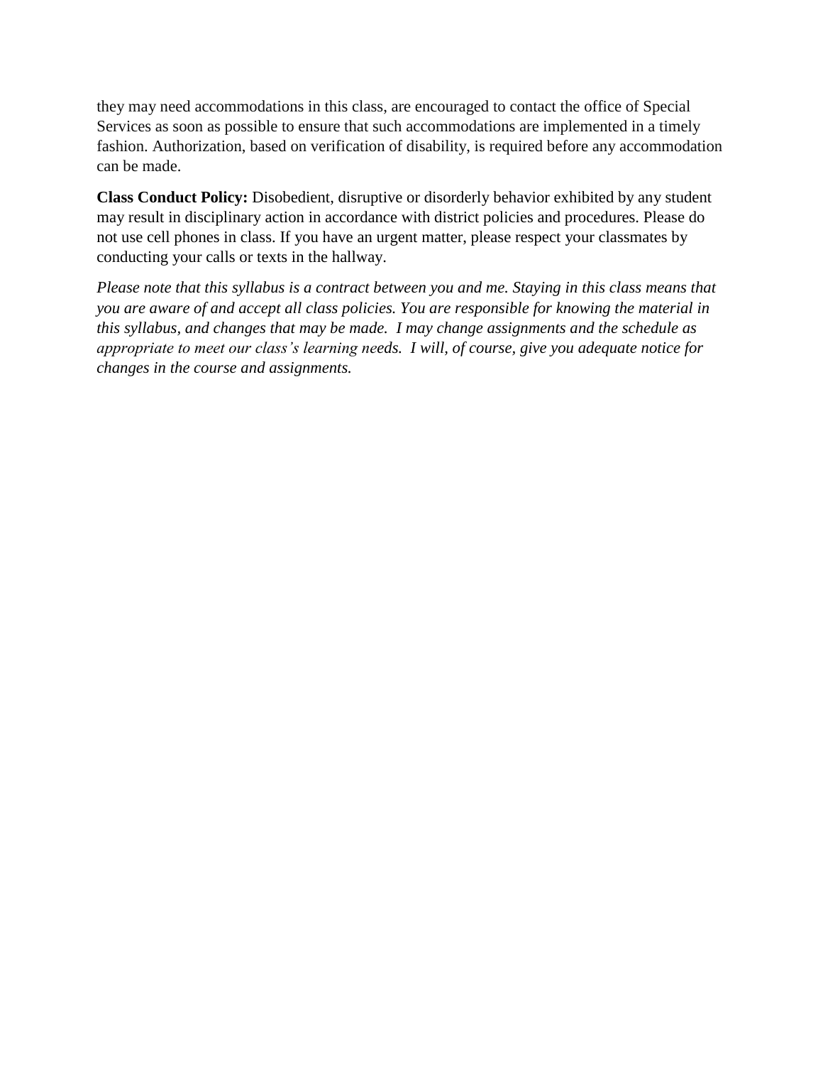they may need accommodations in this class, are encouraged to contact the office of Special Services as soon as possible to ensure that such accommodations are implemented in a timely fashion. Authorization, based on verification of disability, is required before any accommodation can be made.

**Class Conduct Policy:** Disobedient, disruptive or disorderly behavior exhibited by any student may result in disciplinary action in accordance with district policies and procedures. Please do not use cell phones in class. If you have an urgent matter, please respect your classmates by conducting your calls or texts in the hallway.

*Please note that this syllabus is a contract between you and me. Staying in this class means that you are aware of and accept all class policies. You are responsible for knowing the material in this syllabus, and changes that may be made. I may change assignments and the schedule as appropriate to meet our class's learning needs. I will, of course, give you adequate notice for changes in the course and assignments.*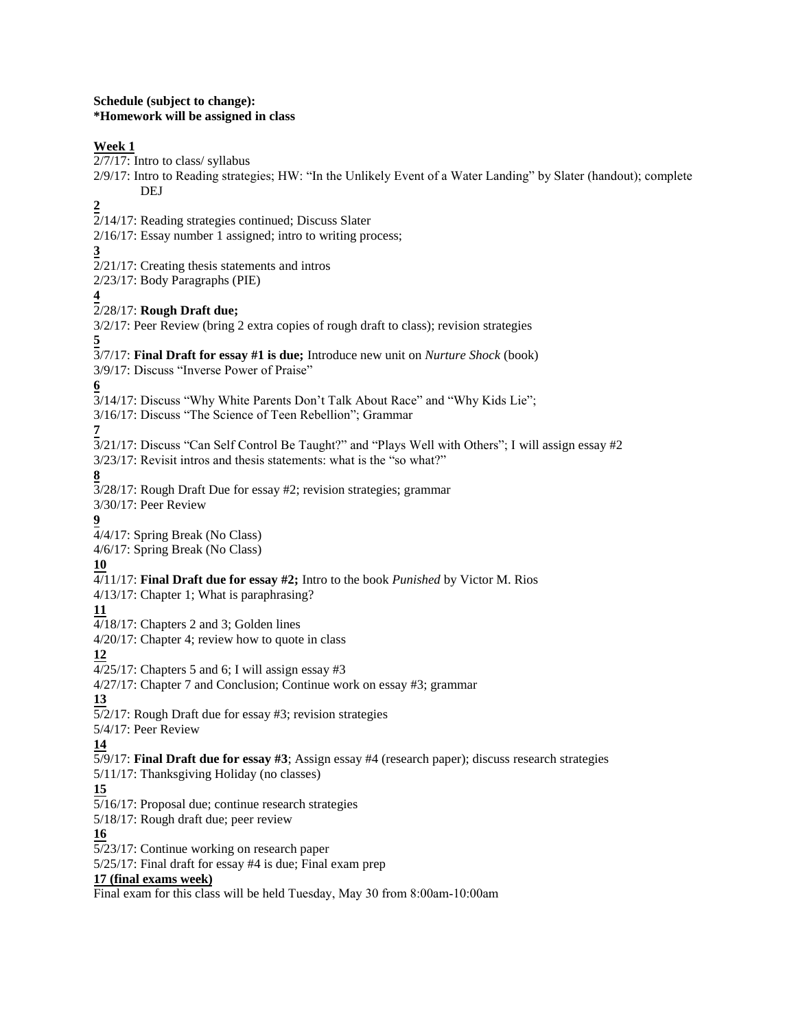**Schedule (subject to change):**
**\*Homework will be assigned in class**

**Week 1**

2/7/17: Intro to class/ syllabus
2/9/17: Intro to Reading strategies; HW: "In the Unlikely Event of a Water Landing" by Slater (handout); complete DEJ

**2**

2/14/17: Reading strategies continued; Discuss Slater
2/16/17: Essay number 1 assigned; intro to writing process;

**3**

2/21/17: Creating thesis statements and intros
2/23/17: Body Paragraphs (PIE)

**4**

2/28/17: **Rough Draft due;**
3/2/17: Peer Review (bring 2 extra copies of rough draft to class); revision strategies

**5**

3/7/17: **Final Draft for essay #1 is due;** Introduce new unit on *Nurture Shock* (book)
3/9/17: Discuss "Inverse Power of Praise"

**6**

3/14/17: Discuss "Why White Parents Don't Talk About Race" and "Why Kids Lie";
3/16/17: Discuss "The Science of Teen Rebellion"; Grammar

**7**

3/21/17: Discuss "Can Self Control Be Taught?" and "Plays Well with Others"; I will assign essay #2
3/23/17: Revisit intros and thesis statements: what is the "so what?"

**8**

3/28/17: Rough Draft Due for essay #2; revision strategies; grammar
3/30/17: Peer Review

**9**

4/4/17: Spring Break (No Class)
4/6/17: Spring Break (No Class)

**10**

4/11/17: **Final Draft due for essay #2;** Intro to the book *Punished* by Victor M. Rios
4/13/17: Chapter 1; What is paraphrasing?

**11**

4/18/17: Chapters 2 and 3; Golden lines
4/20/17: Chapter 4; review how to quote in class

**12**

4/25/17: Chapters 5 and 6; I will assign essay #3
4/27/17: Chapter 7 and Conclusion; Continue work on essay #3; grammar

**13**

5/2/17: Rough Draft due for essay #3; revision strategies
5/4/17: Peer Review

**14**

5/9/17: **Final Draft due for essay #3**; Assign essay #4 (research paper); discuss research strategies
5/11/17: Thanksgiving Holiday (no classes)

**15**

5/16/17: Proposal due; continue research strategies
5/18/17: Rough draft due; peer review

**16**

5/23/17: Continue working on research paper
5/25/17: Final draft for essay #4 is due; Final exam prep

**17 (final exams week)**

Final exam for this class will be held Tuesday, May 30 from 8:00am-10:00am